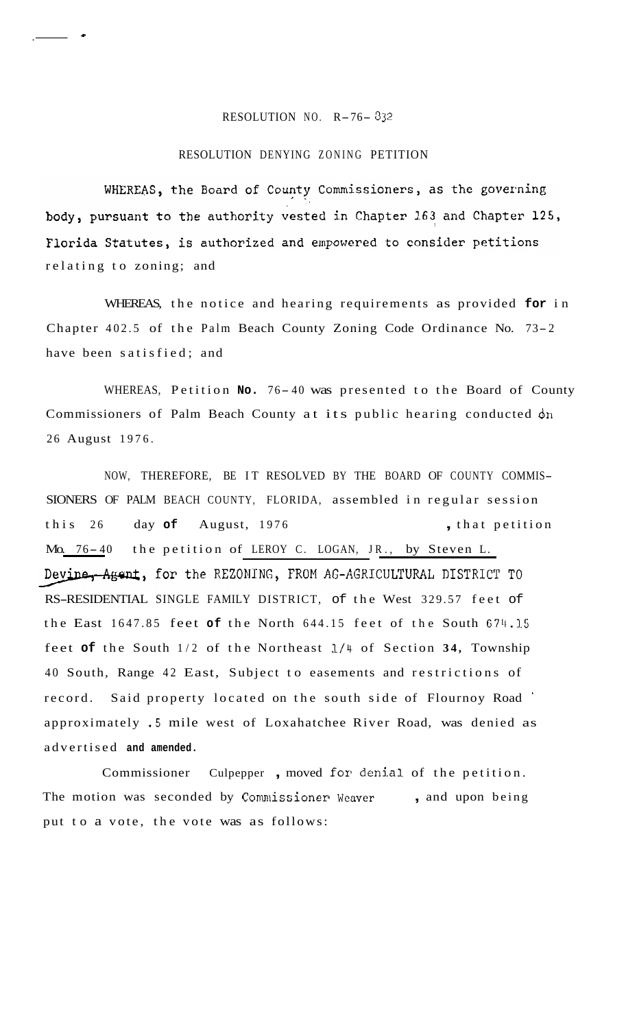RESOLUTION NO. R-76- 832

RESOLUTION DENYING ZONING PETITION

WHEREAS, the Board of County Commissioners, as the governing body, pursuant to the authority vested in Chapter 163 and Chapter 125, Florida Statutes, is authorized and empowered to consider petitions relating to zoning; and

WHEREAS, the notice and hearing requirements as provided **for** in Chapter 402.5 of the Palm Beach County Zoning Code Ordinance No. 73-2 have been satisfied; and

WHEREAS, Petition **No.** 76-40 was presented to the Board of County Commissioners of Palm Beach County at its public hearing conducted on 26 August 1976.

NOW, THEREFORE, BE IT RESOLVED BY THE BOARD OF COUNTY COMMISSIONERS OF PALM BEACH COUNTY, FLORIDA, assembled in regular session this 26 day **of** August, 1976 , that petition No. 76-40 the petition of LEROY C. LOGAN, JR., by Steven L. Devine, Agent, for the REZONING, FROM AG-AGRICULTURAL DISTRICT TO RS-RESIDENTIAL SINGLE FAMILY DISTRICT, of the West 329.57 feet of the East 1647.85 feet **of** the North 644.15 feet of the South 674.15 feet **of** the South 1/2 of the Northeast 1/4 of Section **34**, Township 40 South, Range 42 East, Subject to easements and restrictions of record. Said property located on the south side of Flournoy Road approximately .5 mile west of Loxahatchee River Road, was denied as advertised **and amended.**

Commissioner Culpepper , moved for denial of the petition. The motion was seconded by Commissioner Weaver , and upon being put to a vote, the vote was as follows: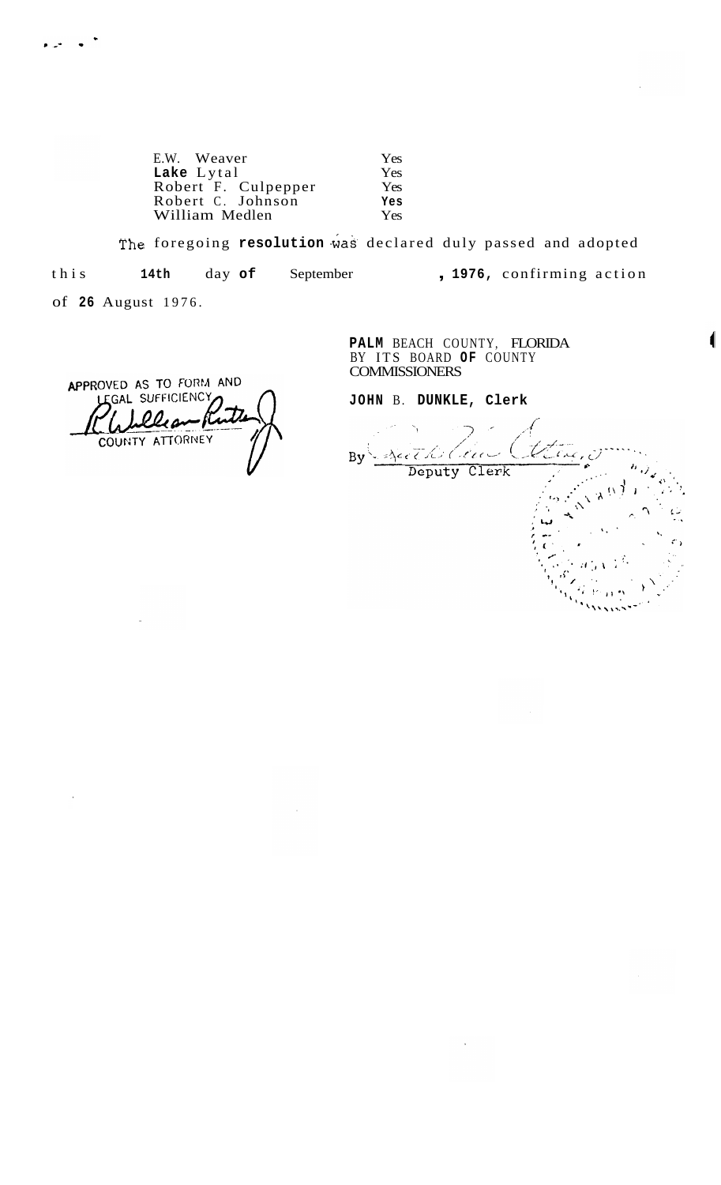| | |
|---|---|
| E.W. Weaver | Yes |
| Lake Lytal | Yes |
| Robert F. Culpepper | Yes |
| Robert C. Johnson | Yes |
| William Medlen | Yes |

The foregoing resolution was declared duly passed and adopted this 14th day of September, 1976, confirming action of 26 August 1976.

APPROVED AS TO FORM AND LEGAL SUFFICIENCY

COUNTY ATTORNEY

PALM BEACH COUNTY, FLORIDA
BY ITS BOARD OF COUNTY COMMISSIONERS

JOHN B. DUNKLE, Clerk

By ______________________
Deputy Clerk